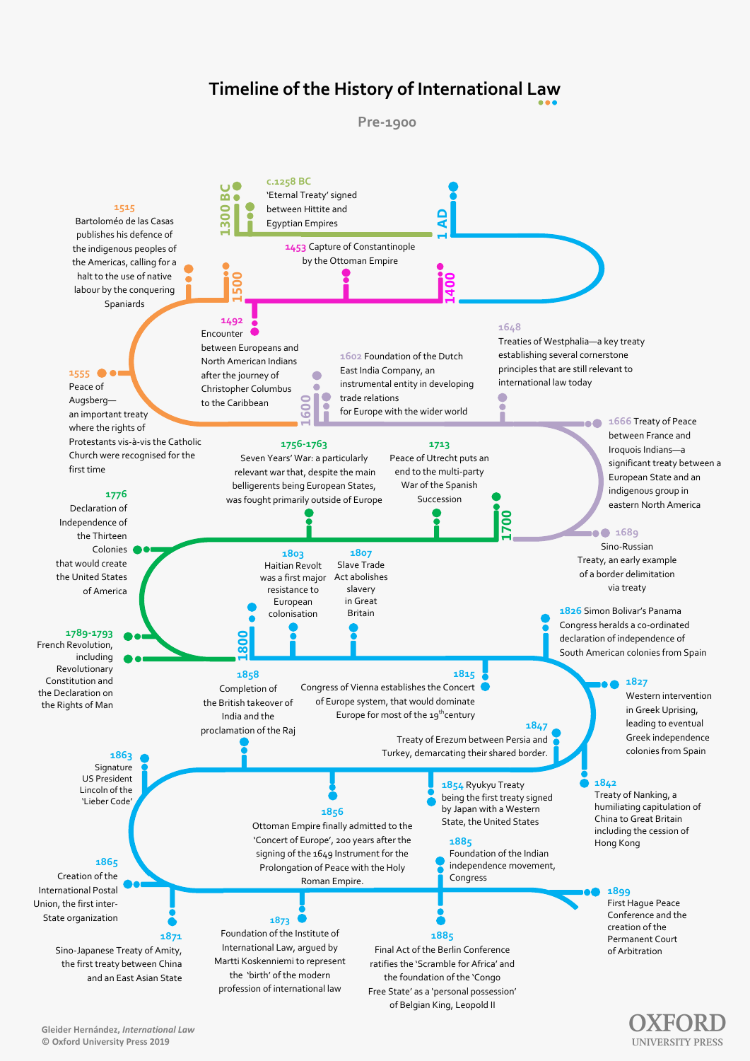# Timeline of the History of International Law

## Pre-1900

**1300 BC**

**c.1258 BC** 'Eternal Treaty' signed between Hittite and Egyptian Empires

**1 AD**

**1400**

**1453** Capture of Constantinople by the Ottoman Empire

**1500**

**1492** Encounter between Europeans and North American Indians after the journey of Christopher Columbus to the Caribbean

**1515** Bartoloméo de las Casas publishes his defence of the indigenous peoples of the Americas, calling for a halt to the use of native labour by the conquering Spaniards

**1555** Peace of Augsberg—an important treaty where the rights of Protestants vis-à-vis the Catholic Church were recognised for the first time

**1600**

**1602** Foundation of the Dutch East India Company, an instrumental entity in developing trade relations for Europe with the wider world

**1648** Treaties of Westphalia—a key treaty establishing several cornerstone principles that are still relevant to international law today

**1666** Treaty of Peace between France and Iroquois Indians—a significant treaty between a European State and an indigenous group in eastern North America

**1689** Sino-Russian Treaty, an early example of a border delimitation via treaty

**1700**

**1713** Peace of Utrecht puts an end to the multi-party War of the Spanish Succession

**1756-1763** Seven Years' War: a particularly relevant war that, despite the main belligerents being European States, was fought primarily outside of Europe

**1776** Declaration of Independence of the Thirteen Colonies that would create the United States of America

**1789-1793** French Revolution, including Revolutionary Constitution and the Declaration on the Rights of Man

**1800**

**1803** Haitian Revolt was a first major resistance to European colonisation

**1807** Slave Trade Act abolishes slavery in Great Britain

**1815** Congress of Vienna establishes the Concert of Europe system, that would dominate Europe for most of the 19th century

**1826** Simon Bolivar's Panama Congress heralds a co-ordinated declaration of independence of South American colonies from Spain

**1827** Western intervention in Greek Uprising, leading to eventual Greek independence colonies from Spain

**1842** Treaty of Nanking, a humiliating capitulation of China to Great Britain including the cession of Hong Kong

**1847** Treaty of Erezum between Persia and Turkey, demarcating their shared border.

**1854** Ryukyu Treaty being the first treaty signed by Japan with a Western State, the United States

**1856** Ottoman Empire finally admitted to the 'Concert of Europe', 200 years after the signing of the 1649 Instrument for the Prolongation of Peace with the Holy Roman Empire.

**1858** Completion of the British takeover of India and the proclamation of the Raj

**1863** Signature US President Lincoln of the 'Lieber Code'

**1865** Creation of the International Postal Union, the first inter-State organization

**1871** Sino-Japanese Treaty of Amity, the first treaty between China and an East Asian State

**1873** Foundation of the Institute of International Law, argued by Martti Koskenniemi to represent the 'birth' of the modern profession of international law

**1885** Foundation of the Indian independence movement, Congress

**1885** Final Act of the Berlin Conference ratifies the 'Scramble for Africa' and the foundation of the 'Congo Free State' as a 'personal possession' of Belgian King, Leopold II

**1899** First Hague Peace Conference and the creation of the Permanent Court of Arbitration

Gleider Hernández, *International Law*
© Oxford University Press 2019

OXFORD UNIVERSITY PRESS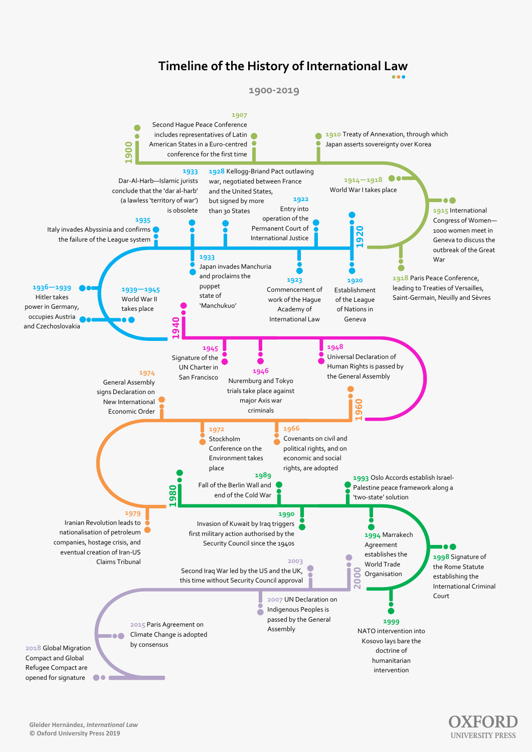# Timeline of the History of International Law

## 1900–2019

**1900**

**1907** Second Hague Peace Conference includes representatives of Latin American States in a Euro-centred conference for the first time

**1910** Treaty of Annexation, through which Japan asserts sovereignty over Korea

**1914—1918** World War I takes place

**1915** International Congress of Women—1000 women meet in Geneva to discuss the outbreak of the Great War

**1918** Paris Peace Conference, leading to Treaties of Versailles, Saint-Germain, Neuilly and Sèvres

**1920**

**1920** Establishment of the League of Nations in Geneva

**1922** Entry into operation of the Permanent Court of International Justice

**1923** Commencement of work of the Hague Academy of International Law

**1928** Kellogg-Briand Pact outlawing war, negotiated between France and the United States, but signed by more than 30 States

**1933** Dar-Al-Harb—Islamic jurists conclude that the 'dar al-harb' (a lawless 'territory of war') is obsolete

**1933** Japan invades Manchuria and proclaims the puppet state of 'Manchukuo'

**1935** Italy invades Abyssinia and confirms the failure of the League system

**1936—1939** Hitler takes power in Germany, occupies Austria and Czechoslovakia

**1939—1945** World War II takes place

**1940**

**1945** Signature of the UN Charter in San Francisco

**1946** Nuremburg and Tokyo trials take place against major Axis war criminals

**1948** Universal Declaration of Human Rights is passed by the General Assembly

**1960**

**1966** Covenants on civil and political rights, and on economic and social rights, are adopted

**1972** Stockholm Conference on the Environment takes place

**1974** General Assembly signs Declaration on New International Economic Order

**1979** Iranian Revolution leads to nationalisation of petroleum companies, hostage crisis, and eventual creation of Iran-US Claims Tribunal

**1980**

**1989** Fall of the Berlin Wall and end of the Cold War

**1990** Invasion of Kuwait by Iraq triggers first military action authorised by the Security Council since the 1940s

**1993** Oslo Accords establish Israel-Palestine peace framework along a 'two-state' solution

**1994** Marrakech Agreement establishes the World Trade Organisation

**1998** Signature of the Rome Statute establishing the International Criminal Court

**1999** NATO intervention into Kosovo lays bare the doctrine of humanitarian intervention

**2000**

**2003** Second Iraq War led by the US and the UK, this time without Security Council approval

**2007** UN Declaration on Indigenous Peoples is passed by the General Assembly

**2015** Paris Agreement on Climate Change is adopted by consensus

**2018** Global Migration Compact and Global Refugee Compact are opened for signature

Gleider Hernández, *International Law*
© Oxford University Press 2019

OXFORD UNIVERSITY PRESS